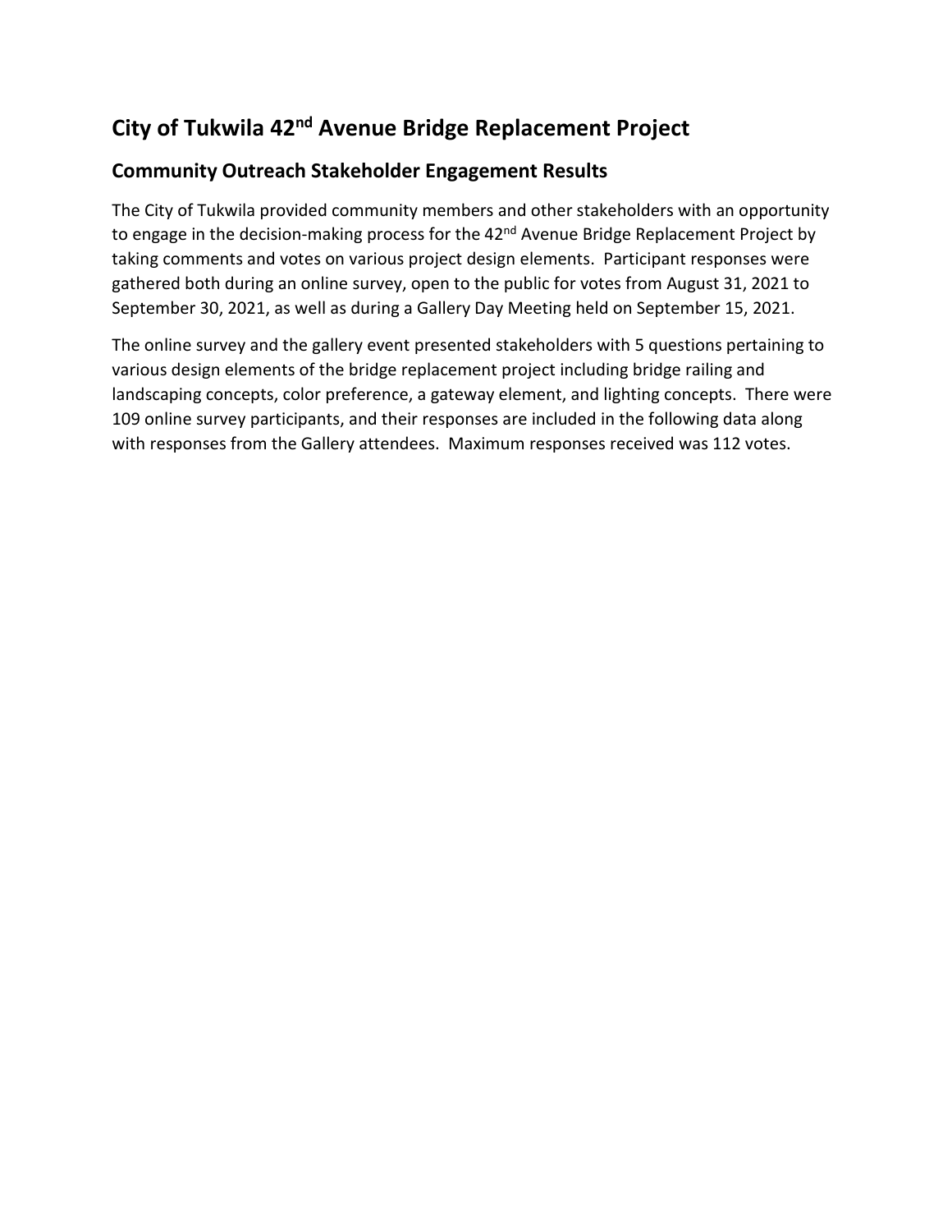# City of Tukwila 42nd Avenue Bridge Replacement Project

## Community Outreach Stakeholder Engagement Results

The City of Tukwila provided community members and other stakeholders with an opportunity to engage in the decision-making process for the 42nd Avenue Bridge Replacement Project by taking comments and votes on various project design elements. Participant responses were gathered both during an online survey, open to the public for votes from August 31, 2021 to September 30, 2021, as well as during a Gallery Day Meeting held on September 15, 2021.

The online survey and the gallery event presented stakeholders with 5 questions pertaining to various design elements of the bridge replacement project including bridge railing and landscaping concepts, color preference, a gateway element, and lighting concepts. There were 109 online survey participants, and their responses are included in the following data along with responses from the Gallery attendees. Maximum responses received was 112 votes.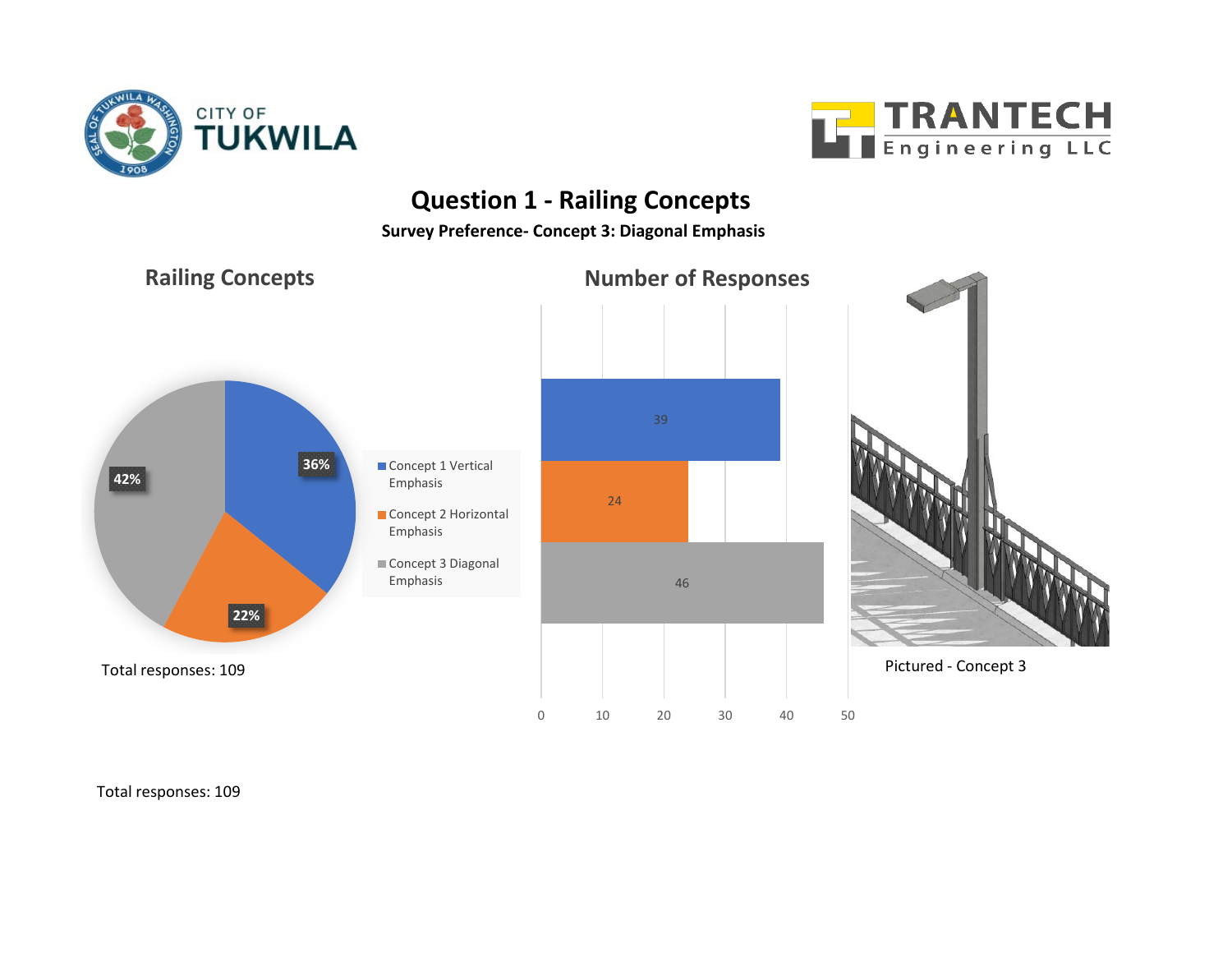# Question 1 - Railing Concepts

**Survey Preference- Concept 3: Diagonal Emphasis**

## Railing Concepts

42%

36%

22%

Concept 1 Vertical Emphasis

Concept 2 Horizontal Emphasis

Concept 3 Diagonal Emphasis

Total responses: 109

## Number of Responses

39

24

46

0 10 20 30 40 50

Pictured - Concept 3

Total responses: 109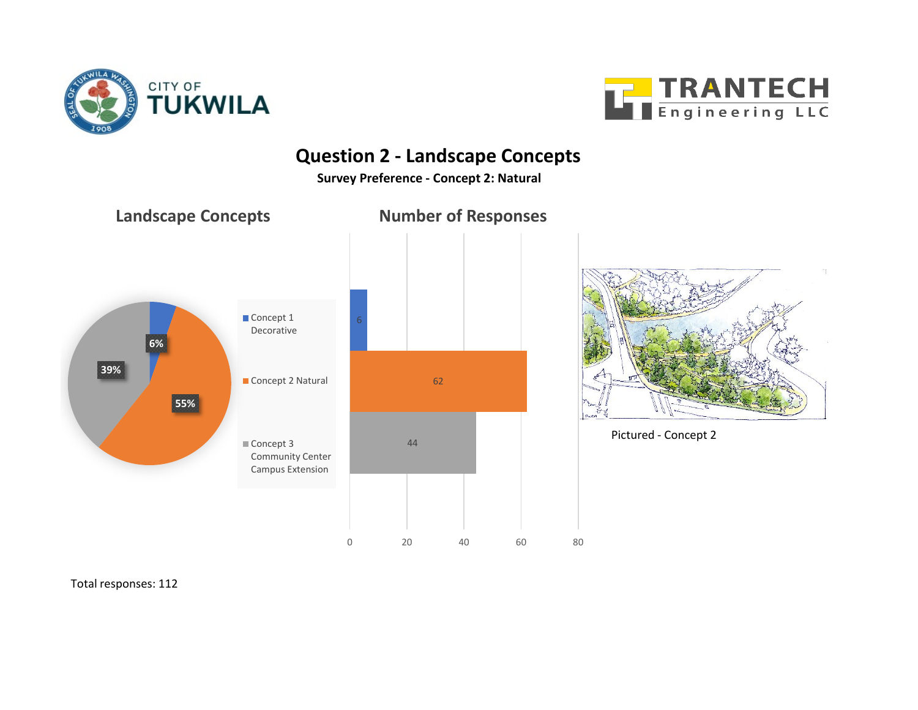# Question 2 - Landscape Concepts

**Survey Preference - Concept 2: Natural**

## Landscape Concepts

| Concept | Percentage |
|---|---|
| Concept 1 Decorative | 6% |
| Concept 2 Natural | 55% |
| Concept 3 Community Center Campus Extension | 39% |

## Number of Responses

| Concept | Responses |
|---|---|
| Concept 1 Decorative | 6 |
| Concept 2 Natural | 62 |
| Concept 3 Community Center Campus Extension | 44 |

Pictured - Concept 2

Total responses: 112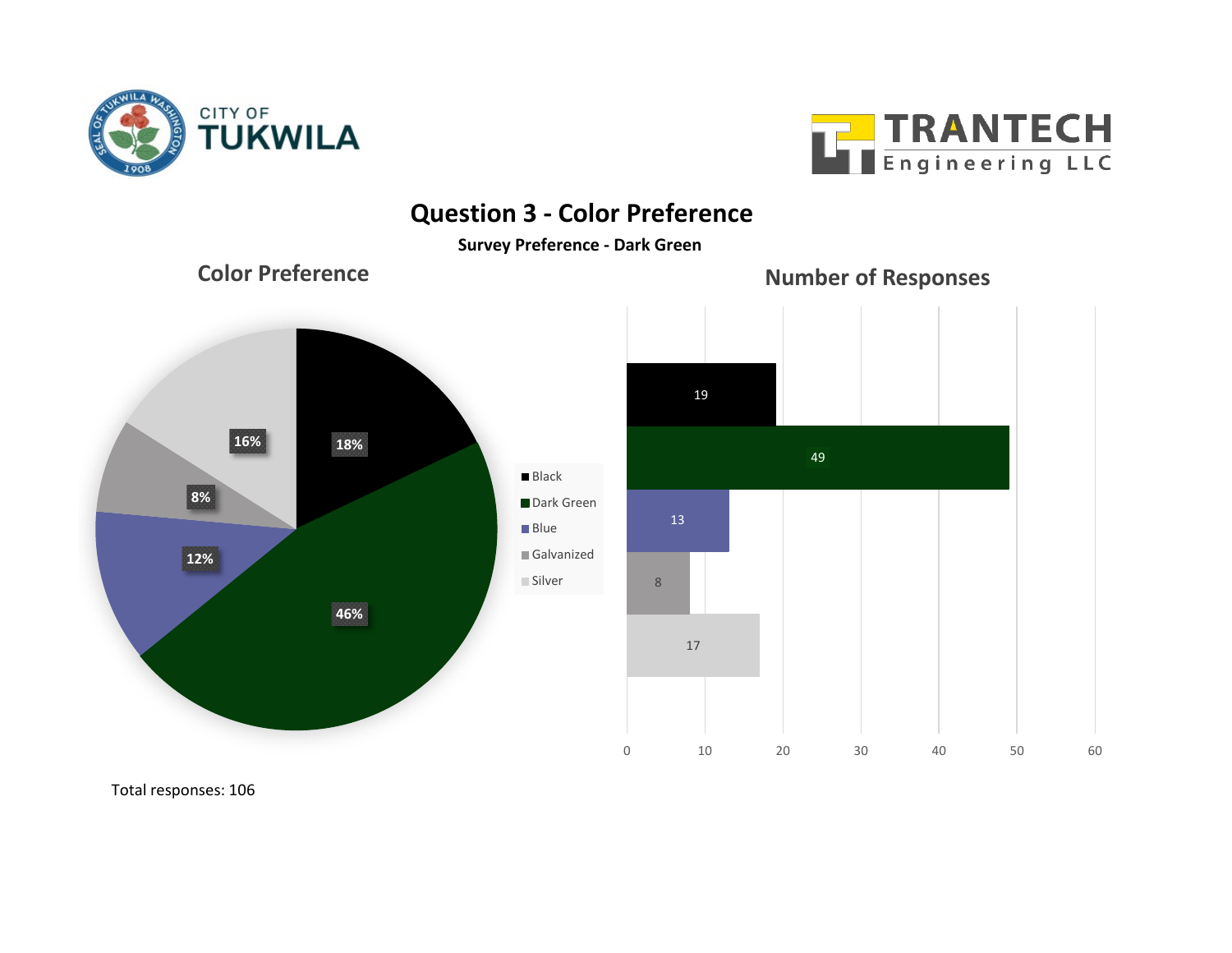CITY OF TUKWILA

TRANTECH Engineering LLC

# Question 3 - Color Preference

**Survey Preference - Dark Green**

## Color Preference

18%
46%
12%
8%
16%

Black
Dark Green
Blue
Galvanized
Silver

## Number of Responses

19
49
13
8
17

0
10
20
30
40
50
60

Total responses: 106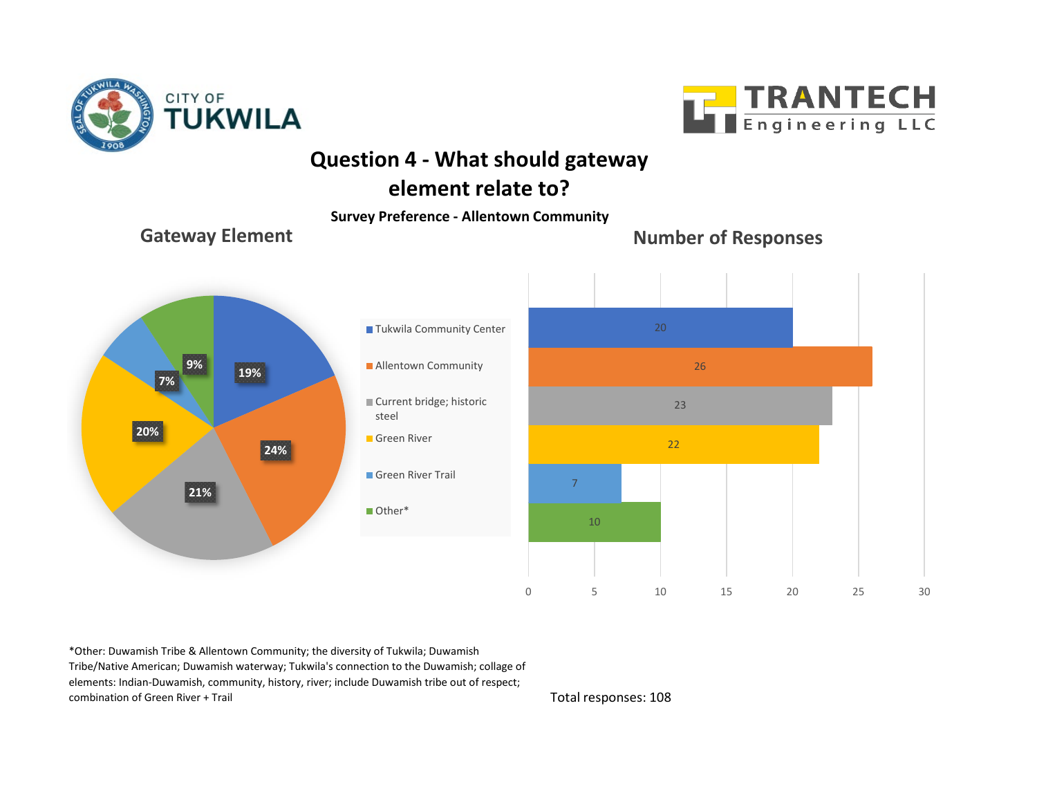CITY OF TUKWILA

TRANTECH Engineering LLC

# Question 4 - What should gateway element relate to?

**Survey Preference - Allentown Community**

## Gateway Element

19%
24%
21%
20%
7%
9%

Tukwila Community Center
Allentown Community
Current bridge; historic steel
Green River
Green River Trail
Other*

## Number of Responses

20
26
23
22
7
10

0 5 10 15 20 25 30

*Other: Duwamish Tribe & Allentown Community; the diversity of Tukwila; Duwamish Tribe/Native American; Duwamish waterway; Tukwila's connection to the Duwamish; collage of elements: Indian-Duwamish, community, history, river; include Duwamish tribe out of respect; combination of Green River + Trail

Total responses: 108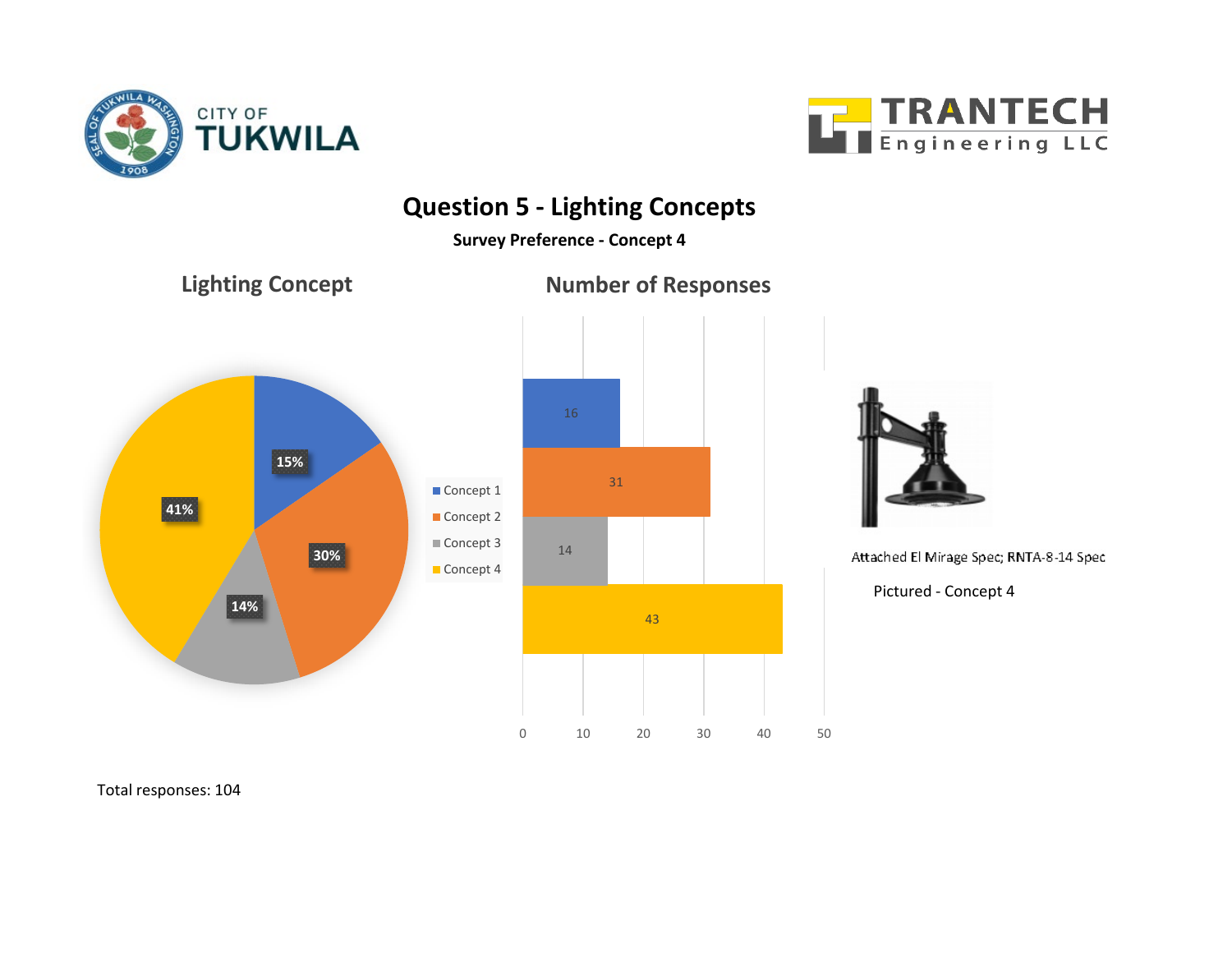CITY OF TUKWILA

TRANTECH Engineering LLC

# Question 5 - Lighting Concepts

**Survey Preference - Concept 4**

## Lighting Concept

15%
30%
14%
41%

Concept 1
Concept 2
Concept 3
Concept 4

## Number of Responses

16
31
14
43

0
10
20
30
40
50

Attached El Mirage Spec; RNTA-8-14 Spec

Pictured - Concept 4

Total responses: 104